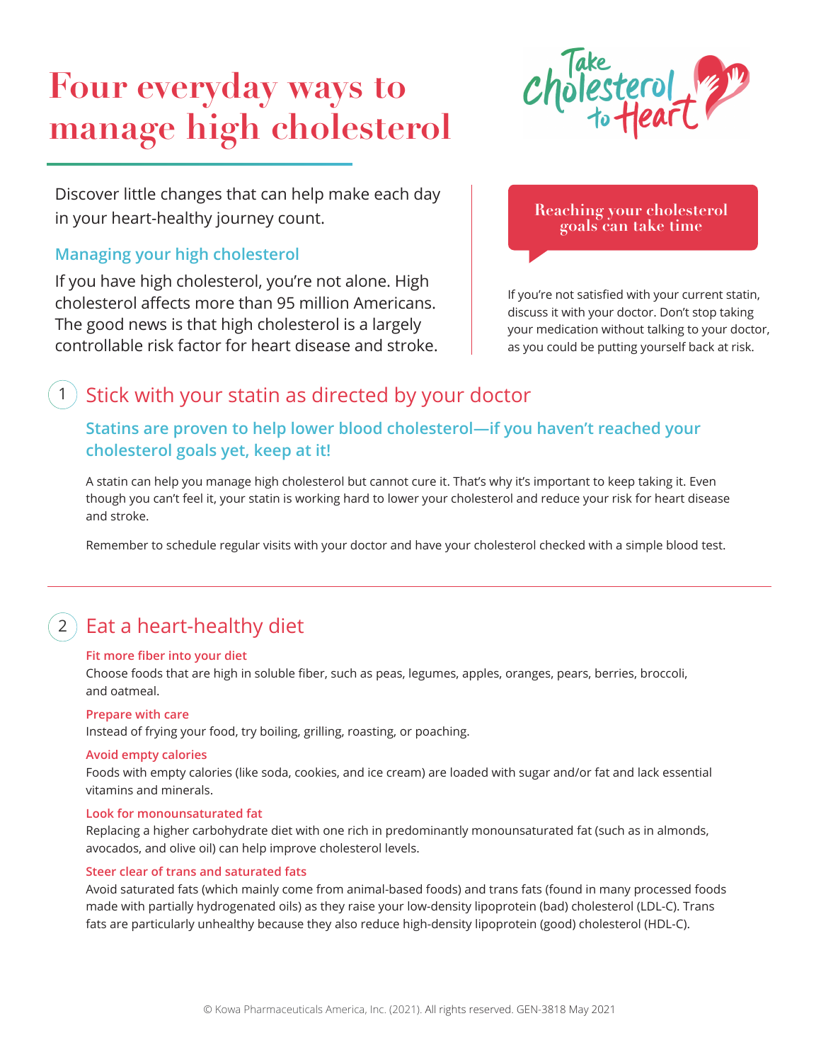# Four everyday ways to manage high cholesterol

Take Cholesterol to Heart

Discover little changes that can help make each day in your heart-healthy journey count.

### Managing your high cholesterol

If you have high cholesterol, you're not alone. High cholesterol affects more than 95 million Americans. The good news is that high cholesterol is a largely controllable risk factor for heart disease and stroke.

**Reaching your cholesterol goals can take time**

If you're not satisfied with your current statin, discuss it with your doctor. Don't stop taking your medication without talking to your doctor, as you could be putting yourself back at risk.

## 1 Stick with your statin as directed by your doctor

### Statins are proven to help lower blood cholesterol—if you haven't reached your cholesterol goals yet, keep at it!

A statin can help you manage high cholesterol but cannot cure it. That's why it's important to keep taking it. Even though you can't feel it, your statin is working hard to lower your cholesterol and reduce your risk for heart disease and stroke.

Remember to schedule regular visits with your doctor and have your cholesterol checked with a simple blood test.

## 2 Eat a heart-healthy diet

**Fit more fiber into your diet**
Choose foods that are high in soluble fiber, such as peas, legumes, apples, oranges, pears, berries, broccoli, and oatmeal.

**Prepare with care**
Instead of frying your food, try boiling, grilling, roasting, or poaching.

**Avoid empty calories**
Foods with empty calories (like soda, cookies, and ice cream) are loaded with sugar and/or fat and lack essential vitamins and minerals.

**Look for monounsaturated fat**
Replacing a higher carbohydrate diet with one rich in predominantly monounsaturated fat (such as in almonds, avocados, and olive oil) can help improve cholesterol levels.

**Steer clear of trans and saturated fats**
Avoid saturated fats (which mainly come from animal-based foods) and trans fats (found in many processed foods made with partially hydrogenated oils) as they raise your low-density lipoprotein (bad) cholesterol (LDL-C). Trans fats are particularly unhealthy because they also reduce high-density lipoprotein (good) cholesterol (HDL-C).

© Kowa Pharmaceuticals America, Inc. (2021). All rights reserved. GEN-3818 May 2021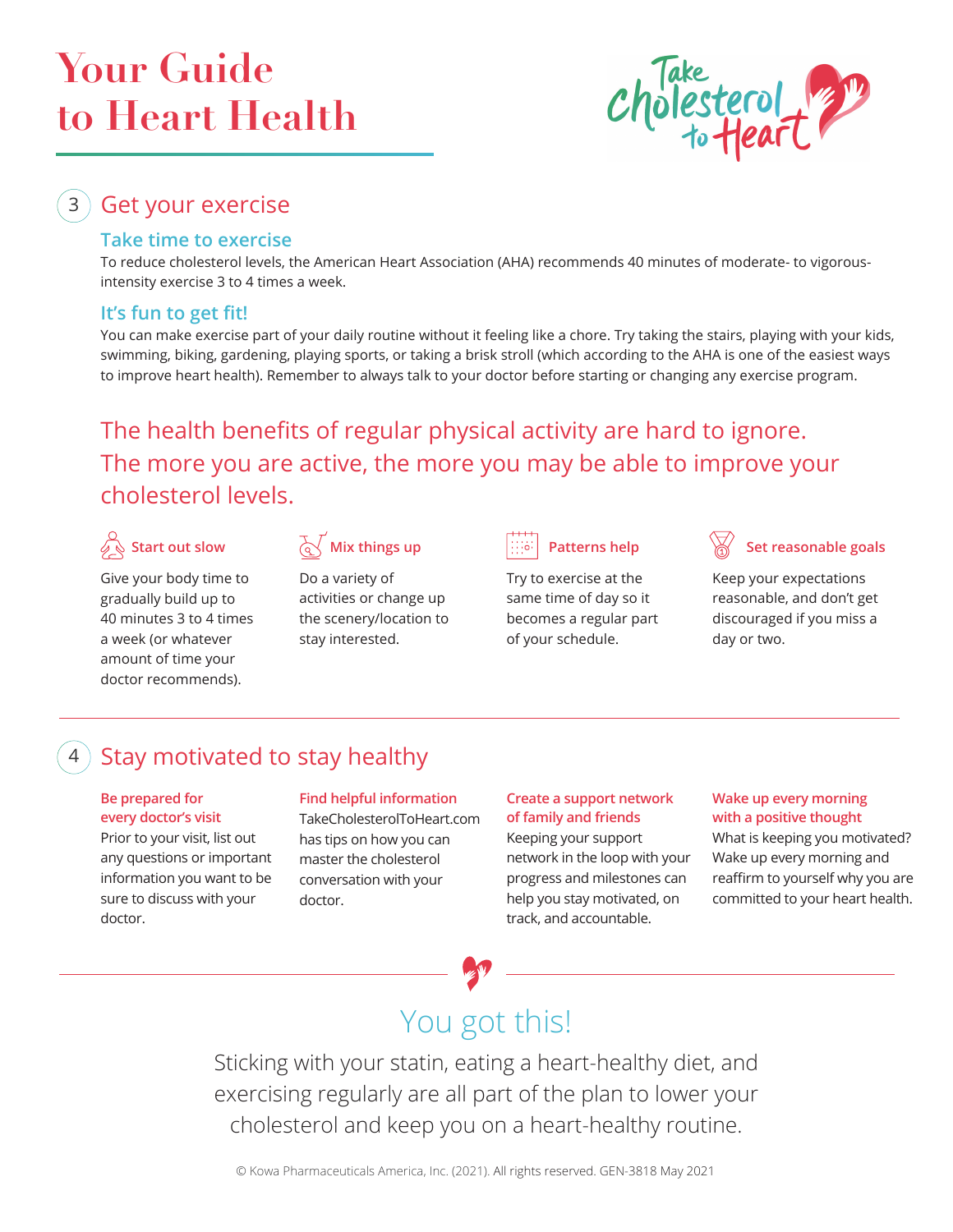# Your Guide to Heart Health

Take Cholesterol to Heart

## 3 Get your exercise

### Take time to exercise

To reduce cholesterol levels, the American Heart Association (AHA) recommends 40 minutes of moderate- to vigorous-intensity exercise 3 to 4 times a week.

### It's fun to get fit!

You can make exercise part of your daily routine without it feeling like a chore. Try taking the stairs, playing with your kids, swimming, biking, gardening, playing sports, or taking a brisk stroll (which according to the AHA is one of the easiest ways to improve heart health). Remember to always talk to your doctor before starting or changing any exercise program.

The health benefits of regular physical activity are hard to ignore. The more you are active, the more you may be able to improve your cholesterol levels.

**Start out slow**

Give your body time to gradually build up to 40 minutes 3 to 4 times a week (or whatever amount of time your doctor recommends).

**Mix things up**

Do a variety of activities or change up the scenery/location to stay interested.

**Patterns help**

Try to exercise at the same time of day so it becomes a regular part of your schedule.

**Set reasonable goals**

Keep your expectations reasonable, and don't get discouraged if you miss a day or two.

## 4 Stay motivated to stay healthy

**Be prepared for every doctor's visit**

Prior to your visit, list out any questions or important information you want to be sure to discuss with your doctor.

**Find helpful information**

TakeCholesterolToHeart.com has tips on how you can master the cholesterol conversation with your doctor.

**Create a support network of family and friends**

Keeping your support network in the loop with your progress and milestones can help you stay motivated, on track, and accountable.

**Wake up every morning with a positive thought**

What is keeping you motivated? Wake up every morning and reaffirm to yourself why you are committed to your heart health.

## You got this!

Sticking with your statin, eating a heart-healthy diet, and exercising regularly are all part of the plan to lower your cholesterol and keep you on a heart-healthy routine.

© Kowa Pharmaceuticals America, Inc. (2021). All rights reserved. GEN-3818 May 2021